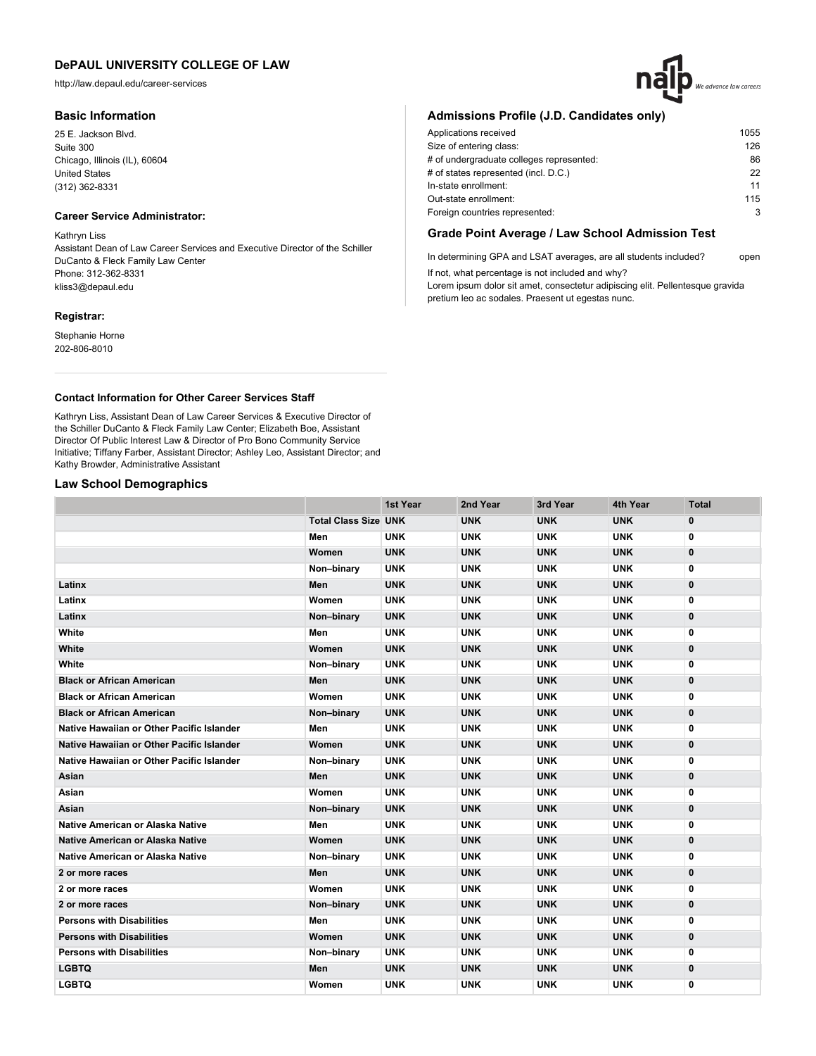# DePAUL UNIVERSITY COLLEGE OF LAW

http://law.depaul.edu/career-services

## Basic Information

25 E. Jackson Blvd.
Suite 300
Chicago, Illinois (IL), 60604
United States
(312) 362-8331

### Career Service Administrator:

Kathryn Liss
Assistant Dean of Law Career Services and Executive Director of the Schiller DuCanto & Fleck Family Law Center
Phone: 312-362-8331
kliss3@depaul.edu

### Registrar:

Stephanie Horne
202-806-8010

### Contact Information for Other Career Services Staff

Kathryn Liss, Assistant Dean of Law Career Services & Executive Director of the Schiller DuCanto & Fleck Family Law Center; Elizabeth Boe, Assistant Director Of Public Interest Law & Director of Pro Bono Community Service Initiative; Tiffany Farber, Assistant Director; Ashley Leo, Assistant Director; and Kathy Browder, Administrative Assistant

## Admissions Profile (J.D. Candidates only)

| | |
|---|---|
| Applications received | 1055 |
| Size of entering class: | 126 |
| # of undergraduate colleges represented: | 86 |
| # of states represented (incl. D.C.) | 22 |
| In-state enrollment: | 11 |
| Out-state enrollment: | 115 |
| Foreign countries represented: | 3 |

## Grade Point Average / Law School Admission Test

In determining GPA and LSAT averages, are all students included? open

If not, what percentage is not included and why?
Lorem ipsum dolor sit amet, consectetur adipiscing elit. Pellentesque gravida pretium leo ac sodales. Praesent ut egestas nunc.

## Law School Demographics

| | | 1st Year | 2nd Year | 3rd Year | 4th Year | Total |
|---|---|---|---|---|---|---|
| | Total Class Size | UNK | UNK | UNK | UNK | 0 |
| | Men | UNK | UNK | UNK | UNK | 0 |
| | Women | UNK | UNK | UNK | UNK | 0 |
| | Non–binary | UNK | UNK | UNK | UNK | 0 |
| Latinx | Men | UNK | UNK | UNK | UNK | 0 |
| Latinx | Women | UNK | UNK | UNK | UNK | 0 |
| Latinx | Non–binary | UNK | UNK | UNK | UNK | 0 |
| White | Men | UNK | UNK | UNK | UNK | 0 |
| White | Women | UNK | UNK | UNK | UNK | 0 |
| White | Non–binary | UNK | UNK | UNK | UNK | 0 |
| Black or African American | Men | UNK | UNK | UNK | UNK | 0 |
| Black or African American | Women | UNK | UNK | UNK | UNK | 0 |
| Black or African American | Non–binary | UNK | UNK | UNK | UNK | 0 |
| Native Hawaiian or Other Pacific Islander | Men | UNK | UNK | UNK | UNK | 0 |
| Native Hawaiian or Other Pacific Islander | Women | UNK | UNK | UNK | UNK | 0 |
| Native Hawaiian or Other Pacific Islander | Non–binary | UNK | UNK | UNK | UNK | 0 |
| Asian | Men | UNK | UNK | UNK | UNK | 0 |
| Asian | Women | UNK | UNK | UNK | UNK | 0 |
| Asian | Non–binary | UNK | UNK | UNK | UNK | 0 |
| Native American or Alaska Native | Men | UNK | UNK | UNK | UNK | 0 |
| Native American or Alaska Native | Women | UNK | UNK | UNK | UNK | 0 |
| Native American or Alaska Native | Non–binary | UNK | UNK | UNK | UNK | 0 |
| 2 or more races | Men | UNK | UNK | UNK | UNK | 0 |
| 2 or more races | Women | UNK | UNK | UNK | UNK | 0 |
| 2 or more races | Non–binary | UNK | UNK | UNK | UNK | 0 |
| Persons with Disabilities | Men | UNK | UNK | UNK | UNK | 0 |
| Persons with Disabilities | Women | UNK | UNK | UNK | UNK | 0 |
| Persons with Disabilities | Non–binary | UNK | UNK | UNK | UNK | 0 |
| LGBTQ | Men | UNK | UNK | UNK | UNK | 0 |
| LGBTQ | Women | UNK | UNK | UNK | UNK | 0 |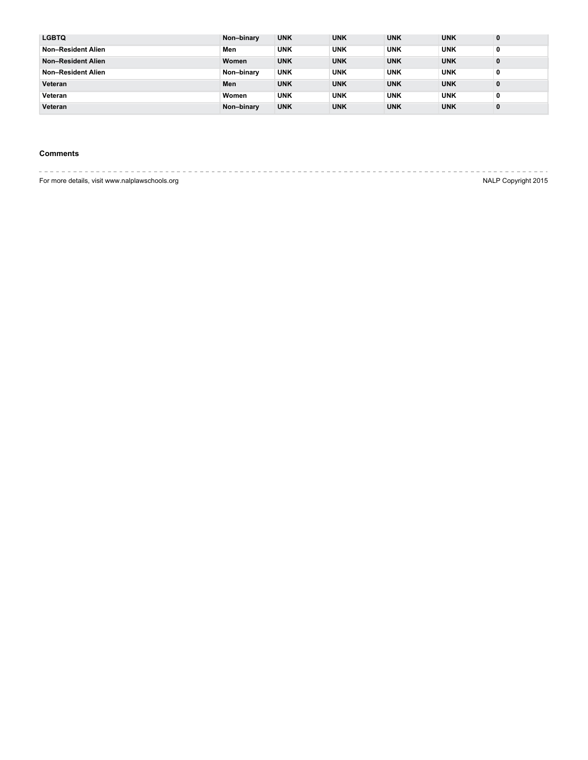| | | | | | | |
|---|---|---|---|---|---|---|
| **LGBTQ** | **Non–binary** | **UNK** | **UNK** | **UNK** | **UNK** | **0** |
| **Non–Resident Alien** | **Men** | **UNK** | **UNK** | **UNK** | **UNK** | **0** |
| **Non–Resident Alien** | **Women** | **UNK** | **UNK** | **UNK** | **UNK** | **0** |
| **Non–Resident Alien** | **Non–binary** | **UNK** | **UNK** | **UNK** | **UNK** | **0** |
| **Veteran** | **Men** | **UNK** | **UNK** | **UNK** | **UNK** | **0** |
| **Veteran** | **Women** | **UNK** | **UNK** | **UNK** | **UNK** | **0** |
| **Veteran** | **Non–binary** | **UNK** | **UNK** | **UNK** | **UNK** | **0** |

**Comments**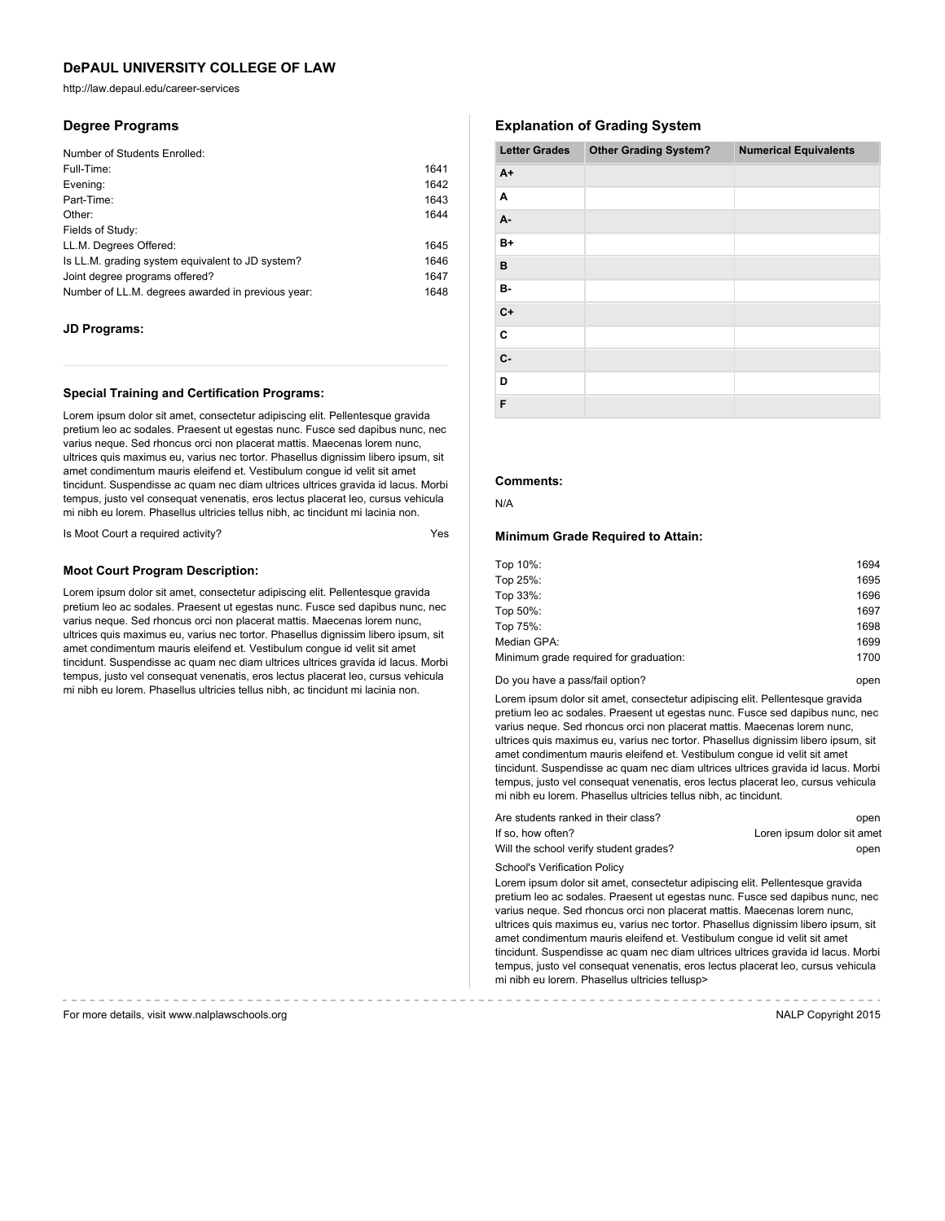## DePAUL UNIVERSITY COLLEGE OF LAW

http://law.depaul.edu/career-services

### Degree Programs

Number of Students Enrolled:

| | |
|---|---|
| Full-Time: | 1641 |
| Evening: | 1642 |
| Part-Time: | 1643 |
| Other: | 1644 |

Fields of Study:

| | |
|---|---|
| LL.M. Degrees Offered: | 1645 |
| Is LL.M. grading system equivalent to JD system? | 1646 |
| Joint degree programs offered? | 1647 |
| Number of LL.M. degrees awarded in previous year: | 1648 |

#### JD Programs:

#### Special Training and Certification Programs:

Lorem ipsum dolor sit amet, consectetur adipiscing elit. Pellentesque gravida pretium leo ac sodales. Praesent ut egestas nunc. Fusce sed dapibus nunc, nec varius neque. Sed rhoncus orci non placerat mattis. Maecenas lorem nunc, ultrices quis maximus eu, varius nec tortor. Phasellus dignissim libero ipsum, sit amet condimentum mauris eleifend et. Vestibulum congue id velit sit amet tincidunt. Suspendisse ac quam nec diam ultrices ultrices gravida id lacus. Morbi tempus, justo vel consequat venenatis, eros lectus placerat leo, cursus vehicula mi nibh eu lorem. Phasellus ultricies tellus nibh, ac tincidunt mi lacinia non.

Is Moot Court a required activity? Yes

#### Moot Court Program Description:

Lorem ipsum dolor sit amet, consectetur adipiscing elit. Pellentesque gravida pretium leo ac sodales. Praesent ut egestas nunc. Fusce sed dapibus nunc, nec varius neque. Sed rhoncus orci non placerat mattis. Maecenas lorem nunc, ultrices quis maximus eu, varius nec tortor. Phasellus dignissim libero ipsum, sit amet condimentum mauris eleifend et. Vestibulum congue id velit sit amet tincidunt. Suspendisse ac quam nec diam ultrices ultrices gravida id lacus. Morbi tempus, justo vel consequat venenatis, eros lectus placerat leo, cursus vehicula mi nibh eu lorem. Phasellus ultricies tellus nibh, ac tincidunt mi lacinia non.

### Explanation of Grading System

| Letter Grades | Other Grading System? | Numerical Equivalents |
|---|---|---|
| A+ | | |
| A | | |
| A- | | |
| B+ | | |
| B | | |
| B- | | |
| C+ | | |
| C | | |
| C- | | |
| D | | |
| F | | |

#### Comments:

N/A

#### Minimum Grade Required to Attain:

| | |
|---|---|
| Top 10%: | 1694 |
| Top 25%: | 1695 |
| Top 33%: | 1696 |
| Top 50%: | 1697 |
| Top 75%: | 1698 |
| Median GPA: | 1699 |
| Minimum grade required for graduation: | 1700 |

Do you have a pass/fail option? open

Lorem ipsum dolor sit amet, consectetur adipiscing elit. Pellentesque gravida pretium leo ac sodales. Praesent ut egestas nunc. Fusce sed dapibus nunc, nec varius neque. Sed rhoncus orci non placerat mattis. Maecenas lorem nunc, ultrices quis maximus eu, varius nec tortor. Phasellus dignissim libero ipsum, sit amet condimentum mauris eleifend et. Vestibulum congue id velit sit amet tincidunt. Suspendisse ac quam nec diam ultrices ultrices gravida id lacus. Morbi tempus, justo vel consequat venenatis, eros lectus placerat leo, cursus vehicula mi nibh eu lorem. Phasellus ultricies tellus nibh, ac tincidunt.

| | |
|---|---|
| Are students ranked in their class? | open |
| If so, how often? | Loren ipsum dolor sit amet |
| Will the school verify student grades? | open |

School's Verification Policy

Lorem ipsum dolor sit amet, consectetur adipiscing elit. Pellentesque gravida pretium leo ac sodales. Praesent ut egestas nunc. Fusce sed dapibus nunc, nec varius neque. Sed rhoncus orci non placerat mattis. Maecenas lorem nunc, ultrices quis maximus eu, varius nec tortor. Phasellus dignissim libero ipsum, sit amet condimentum mauris eleifend et. Vestibulum congue id velit sit amet tincidunt. Suspendisse ac quam nec diam ultrices ultrices gravida id lacus. Morbi tempus, justo vel consequat venenatis, eros lectus placerat leo, cursus vehicula mi nibh eu lorem. Phasellus ultricies tellusp>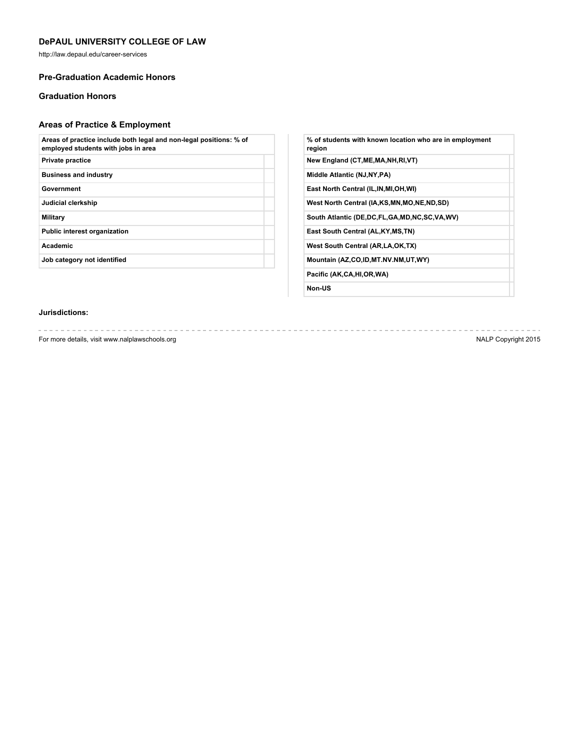## DePAUL UNIVERSITY COLLEGE OF LAW

http://law.depaul.edu/career-services

### Pre-Graduation Academic Honors

### Graduation Honors

### Areas of Practice & Employment

| Areas of practice include both legal and non-legal positions: % of employed students with jobs in area | |
|---|---|
| Private practice | |
| Business and industry | |
| Government | |
| Judicial clerkship | |
| Military | |
| Public interest organization | |
| Academic | |
| Job category not identified | |

| % of students with known location who are in employment region | |
|---|---|
| New England (CT,ME,MA,NH,RI,VT) | |
| Middle Atlantic (NJ,NY,PA) | |
| East North Central (IL,IN,MI,OH,WI) | |
| West North Central (IA,KS,MN,MO,NE,ND,SD) | |
| South Atlantic (DE,DC,FL,GA,MD,NC,SC,VA,WV) | |
| East South Central (AL,KY,MS,TN) | |
| West South Central (AR,LA,OK,TX) | |
| Mountain (AZ,CO,ID,MT.NV.NM,UT,WY) | |
| Pacific (AK,CA,HI,OR,WA) | |
| Non-US | |

**Jurisdictions:**

For more details, visit www.nalplawschools.org

NALP Copyright 2015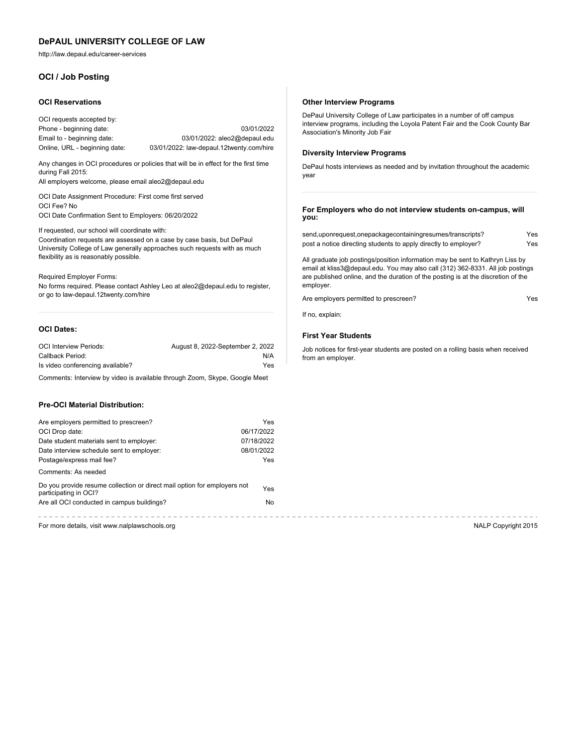## DePAUL UNIVERSITY COLLEGE OF LAW

http://law.depaul.edu/career-services

## OCI / Job Posting

### OCI Reservations

OCI requests accepted by:

| | |
|---|---|
| Phone - beginning date: | 03/01/2022 |
| Email to - beginning date: | 03/01/2022: aleo2@depaul.edu |
| Online, URL - beginning date: | 03/01/2022: law-depaul.12twenty.com/hire |

Any changes in OCI procedures or policies that will be in effect for the first time during Fall 2015:
All employers welcome, please email aleo2@depaul.edu

OCI Date Assignment Procedure: First come first served
OCI Fee? No
OCI Date Confirmation Sent to Employers: 06/20/2022

If requested, our school will coordinate with:
Coordination requests are assessed on a case by case basis, but DePaul University College of Law generally approaches such requests with as much flexibility as is reasonably possible.

Required Employer Forms:
No forms required. Please contact Ashley Leo at aleo2@depaul.edu to register, or go to law-depaul.12twenty.com/hire

### OCI Dates:

| | |
|---|---|
| OCI Interview Periods: | August 8, 2022-September 2, 2022 |
| Callback Period: | N/A |
| Is video conferencing available? | Yes |

Comments: Interview by video is available through Zoom, Skype, Google Meet

### Pre-OCI Material Distribution:

| | |
|---|---|
| Are employers permitted to prescreen? | Yes |
| OCI Drop date: | 06/17/2022 |
| Date student materials sent to employer: | 07/18/2022 |
| Date interview schedule sent to employer: | 08/01/2022 |
| Postage/express mail fee? | Yes |

Comments: As needed

| | |
|---|---|
| Do you provide resume collection or direct mail option for employers not participating in OCI? | Yes |
| Are all OCI conducted in campus buildings? | No |

### Other Interview Programs

DePaul University College of Law participates in a number of off campus interview programs, including the Loyola Patent Fair and the Cook County Bar Association's Minority Job Fair

### Diversity Interview Programs

DePaul hosts interviews as needed and by invitation throughout the academic year

### For Employers who do not interview students on-campus, will you:

| | |
|---|---|
| send,uponrequest,onepackagecontainingresumes/transcripts? | Yes |
| post a notice directing students to apply directly to employer? | Yes |

All graduate job postings/position information may be sent to Kathryn Liss by email at kliss3@depaul.edu. You may also call (312) 362-8331. All job postings are published online, and the duration of the posting is at the discretion of the employer.

| | |
|---|---|
| Are employers permitted to prescreen? | Yes |

If no, explain:

### First Year Students

Job notices for first-year students are posted on a rolling basis when received from an employer.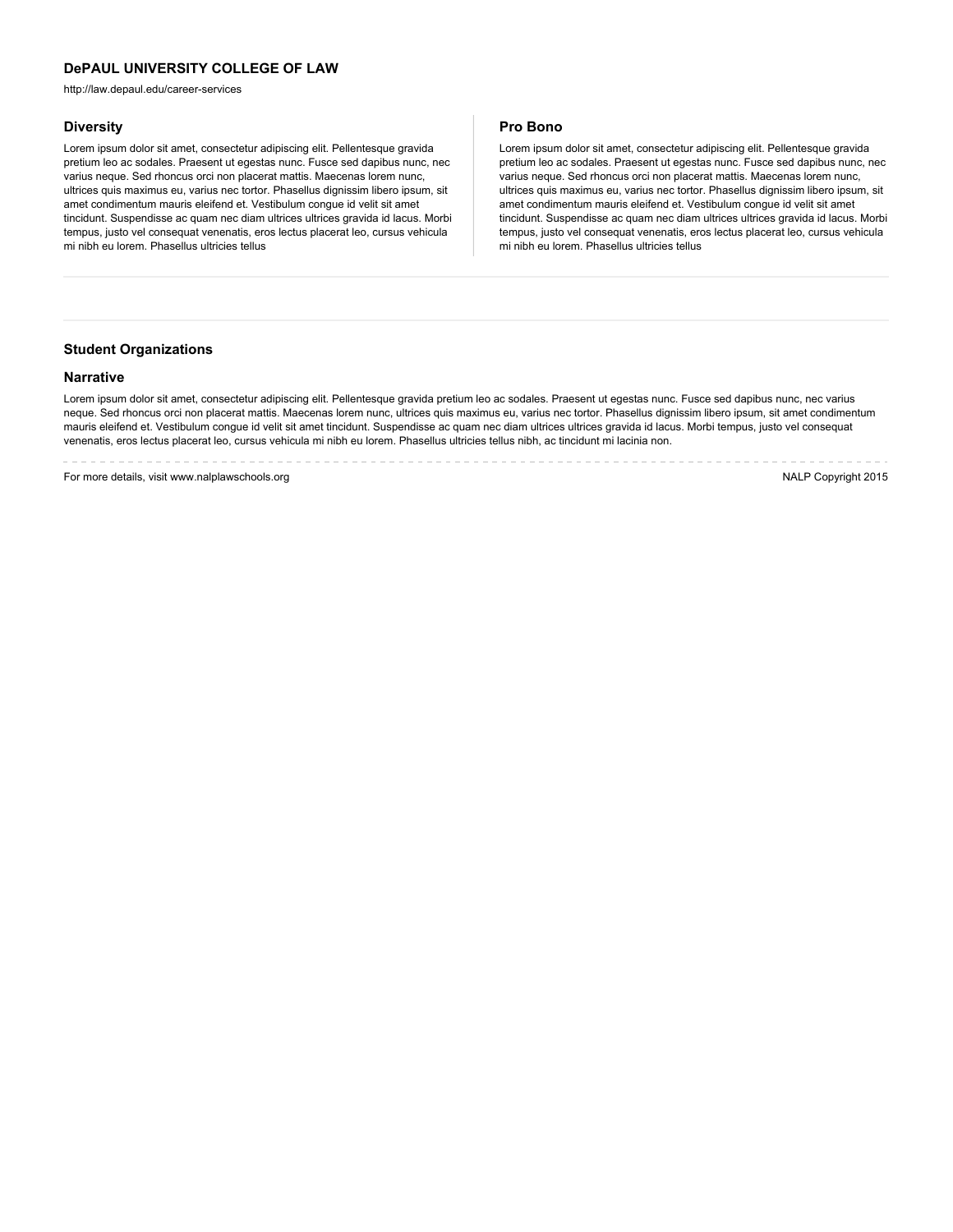# DePAUL UNIVERSITY COLLEGE OF LAW

http://law.depaul.edu/career-services

## Diversity

Lorem ipsum dolor sit amet, consectetur adipiscing elit. Pellentesque gravida pretium leo ac sodales. Praesent ut egestas nunc. Fusce sed dapibus nunc, nec varius neque. Sed rhoncus orci non placerat mattis. Maecenas lorem nunc, ultrices quis maximus eu, varius nec tortor. Phasellus dignissim libero ipsum, sit amet condimentum mauris eleifend et. Vestibulum congue id velit sit amet tincidunt. Suspendisse ac quam nec diam ultrices ultrices gravida id lacus. Morbi tempus, justo vel consequat venenatis, eros lectus placerat leo, cursus vehicula mi nibh eu lorem. Phasellus ultricies tellus

## Pro Bono

Lorem ipsum dolor sit amet, consectetur adipiscing elit. Pellentesque gravida pretium leo ac sodales. Praesent ut egestas nunc. Fusce sed dapibus nunc, nec varius neque. Sed rhoncus orci non placerat mattis. Maecenas lorem nunc, ultrices quis maximus eu, varius nec tortor. Phasellus dignissim libero ipsum, sit amet condimentum mauris eleifend et. Vestibulum congue id velit sit amet tincidunt. Suspendisse ac quam nec diam ultrices ultrices gravida id lacus. Morbi tempus, justo vel consequat venenatis, eros lectus placerat leo, cursus vehicula mi nibh eu lorem. Phasellus ultricies tellus

## Student Organizations

### Narrative

Lorem ipsum dolor sit amet, consectetur adipiscing elit. Pellentesque gravida pretium leo ac sodales. Praesent ut egestas nunc. Fusce sed dapibus nunc, nec varius neque. Sed rhoncus orci non placerat mattis. Maecenas lorem nunc, ultrices quis maximus eu, varius nec tortor. Phasellus dignissim libero ipsum, sit amet condimentum mauris eleifend et. Vestibulum congue id velit sit amet tincidunt. Suspendisse ac quam nec diam ultrices ultrices gravida id lacus. Morbi tempus, justo vel consequat venenatis, eros lectus placerat leo, cursus vehicula mi nibh eu lorem. Phasellus ultricies tellus nibh, ac tincidunt mi lacinia non.

For more details, visit www.nalplawschools.org

NALP Copyright 2015